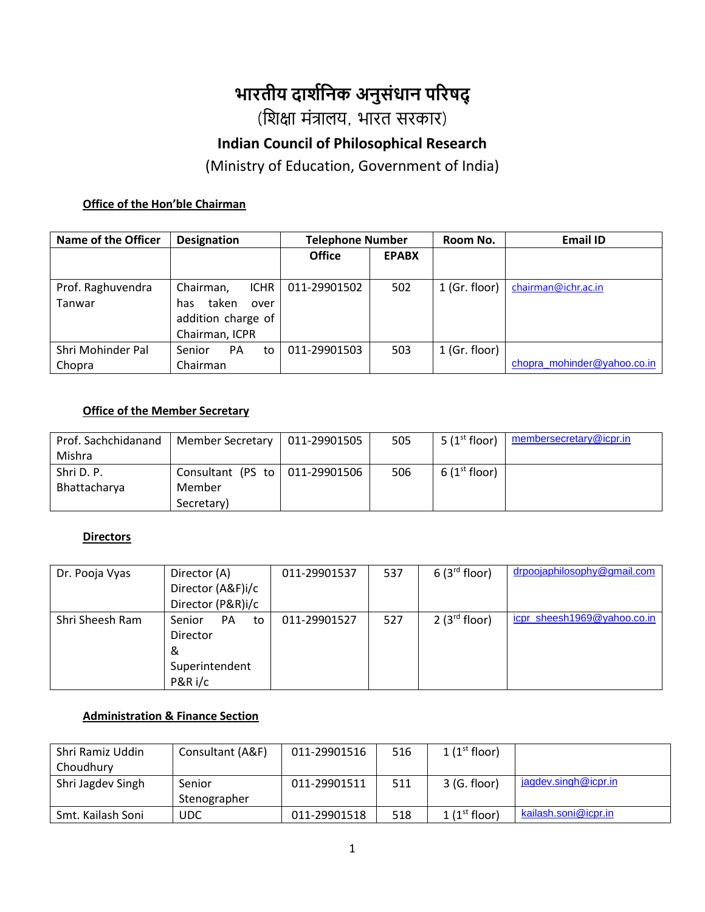# भारतीय दार्शनिक अनुसंधान परिषद्

(शिक्षा मंत्रालय, भारत सरकार)

## Indian Council of Philosophical Research

(Ministry of Education, Government of India)

**Office of the Hon'ble Chairman**

| Name of the Officer | Designation | Telephone Number | | Room No. | Email ID |
|---|---|---|---|---|---|
| | | Office | EPABX | | |
| Prof. Raghuvendra Tanwar | Chairman, ICHR has taken over addition charge of Chairman, ICPR | 011-29901502 | 502 | 1 (Gr. floor) | chairman@ichr.ac.in |
| Shri Mohinder Pal Chopra | Senior PA to Chairman | 011-29901503 | 503 | 1 (Gr. floor) | chopra_mohinder@yahoo.co.in |

**Office of the Member Secretary**

| | | | | | |
|---|---|---|---|---|---|
| Prof. Sachchidanand Mishra | Member Secretary | 011-29901505 | 505 | 5 (1st floor) | membersecretary@icpr.in |
| Shri D. P. Bhattacharya | Consultant (PS to Member Secretary) | 011-29901506 | 506 | 6 (1st floor) | |

**Directors**

| | | | | | |
|---|---|---|---|---|---|
| Dr. Pooja Vyas | Director (A) Director (A&F)i/c Director (P&R)i/c | 011-29901537 | 537 | 6 (3rd floor) | drpoojaphilosophy@gmail.com |
| Shri Sheesh Ram | Senior PA to Director & Superintendent P&R i/c | 011-29901527 | 527 | 2 (3rd floor) | icpr_sheesh1969@yahoo.co.in |

**Administration & Finance Section**

| | | | | | |
|---|---|---|---|---|---|
| Shri Ramiz Uddin Choudhury | Consultant (A&F) | 011-29901516 | 516 | 1 (1st floor) | |
| Shri Jagdev Singh | Senior Stenographer | 011-29901511 | 511 | 3 (G. floor) | jagdev.singh@icpr.in |
| Smt. Kailash Soni | UDC | 011-29901518 | 518 | 1 (1st floor) | kailash.soni@icpr.in |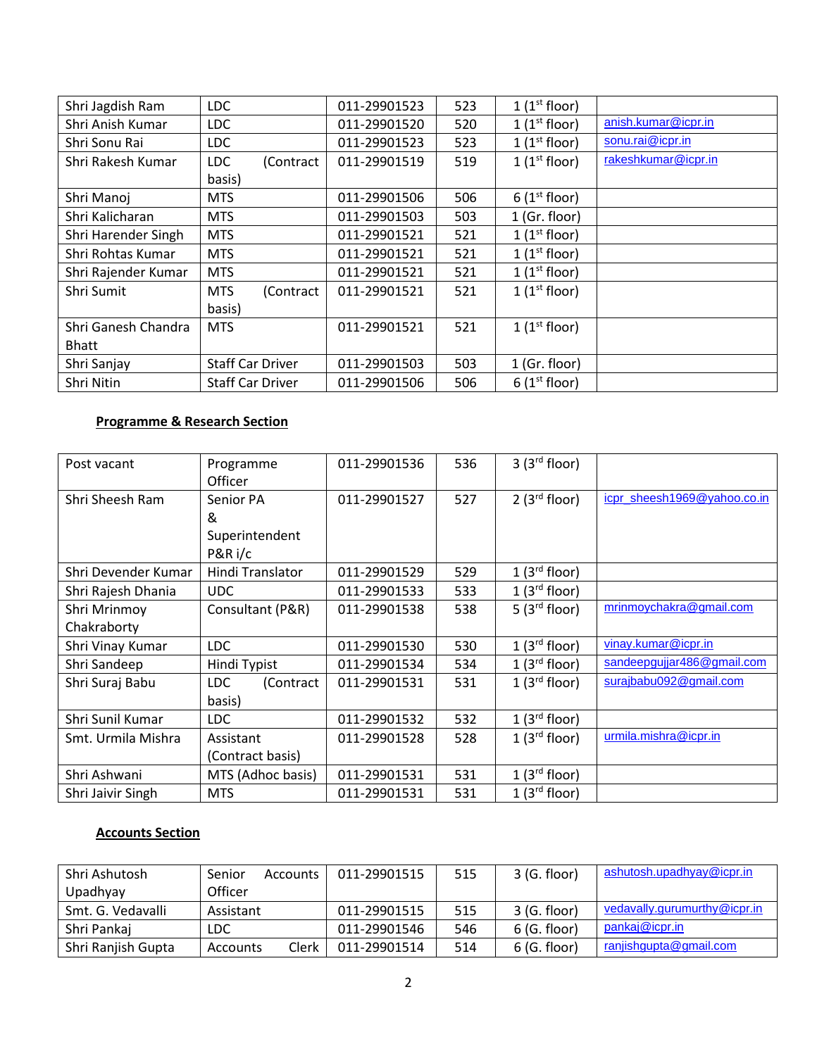| | | | | | |
|---|---|---|---|---|---|
| Shri Jagdish Ram | LDC | 011-29901523 | 523 | 1 (1st floor) | |
| Shri Anish Kumar | LDC | 011-29901520 | 520 | 1 (1st floor) | anish.kumar@icpr.in |
| Shri Sonu Rai | LDC | 011-29901523 | 523 | 1 (1st floor) | sonu.rai@icpr.in |
| Shri Rakesh Kumar | LDC (Contract basis) | 011-29901519 | 519 | 1 (1st floor) | rakeshkumar@icpr.in |
| Shri Manoj | MTS | 011-29901506 | 506 | 6 (1st floor) | |
| Shri Kalicharan | MTS | 011-29901503 | 503 | 1 (Gr. floor) | |
| Shri Harender Singh | MTS | 011-29901521 | 521 | 1 (1st floor) | |
| Shri Rohtas Kumar | MTS | 011-29901521 | 521 | 1 (1st floor) | |
| Shri Rajender Kumar | MTS | 011-29901521 | 521 | 1 (1st floor) | |
| Shri Sumit | MTS (Contract basis) | 011-29901521 | 521 | 1 (1st floor) | |
| Shri Ganesh Chandra Bhatt | MTS | 011-29901521 | 521 | 1 (1st floor) | |
| Shri Sanjay | Staff Car Driver | 011-29901503 | 503 | 1 (Gr. floor) | |
| Shri Nitin | Staff Car Driver | 011-29901506 | 506 | 6 (1st floor) | |

**Programme & Research Section**

| | | | | | |
|---|---|---|---|---|---|
| Post vacant | Programme Officer | 011-29901536 | 536 | 3 (3rd floor) | |
| Shri Sheesh Ram | Senior PA & Superintendent P&R i/c | 011-29901527 | 527 | 2 (3rd floor) | icpr_sheesh1969@yahoo.co.in |
| Shri Devender Kumar | Hindi Translator | 011-29901529 | 529 | 1 (3rd floor) | |
| Shri Rajesh Dhania | UDC | 011-29901533 | 533 | 1 (3rd floor) | |
| Shri Mrinmoy Chakraborty | Consultant (P&R) | 011-29901538 | 538 | 5 (3rd floor) | mrinmoychakra@gmail.com |
| Shri Vinay Kumar | LDC | 011-29901530 | 530 | 1 (3rd floor) | vinay.kumar@icpr.in |
| Shri Sandeep | Hindi Typist | 011-29901534 | 534 | 1 (3rd floor) | sandeepgujjar486@gmail.com |
| Shri Suraj Babu | LDC (Contract basis) | 011-29901531 | 531 | 1 (3rd floor) | surajbabu092@gmail.com |
| Shri Sunil Kumar | LDC | 011-29901532 | 532 | 1 (3rd floor) | |
| Smt. Urmila Mishra | Assistant (Contract basis) | 011-29901528 | 528 | 1 (3rd floor) | urmila.mishra@icpr.in |
| Shri Ashwani | MTS (Adhoc basis) | 011-29901531 | 531 | 1 (3rd floor) | |
| Shri Jaivir Singh | MTS | 011-29901531 | 531 | 1 (3rd floor) | |

**Accounts Section**

| | | | | | |
|---|---|---|---|---|---|
| Shri Ashutosh Upadhyay | Senior Accounts Officer | 011-29901515 | 515 | 3 (G. floor) | ashutosh.upadhyay@icpr.in |
| Smt. G. Vedavalli | Assistant | 011-29901515 | 515 | 3 (G. floor) | vedavally.gurumurthy@icpr.in |
| Shri Pankaj | LDC | 011-29901546 | 546 | 6 (G. floor) | pankaj@icpr.in |
| Shri Ranjish Gupta | Accounts Clerk | 011-29901514 | 514 | 6 (G. floor) | ranjishgupta@gmail.com |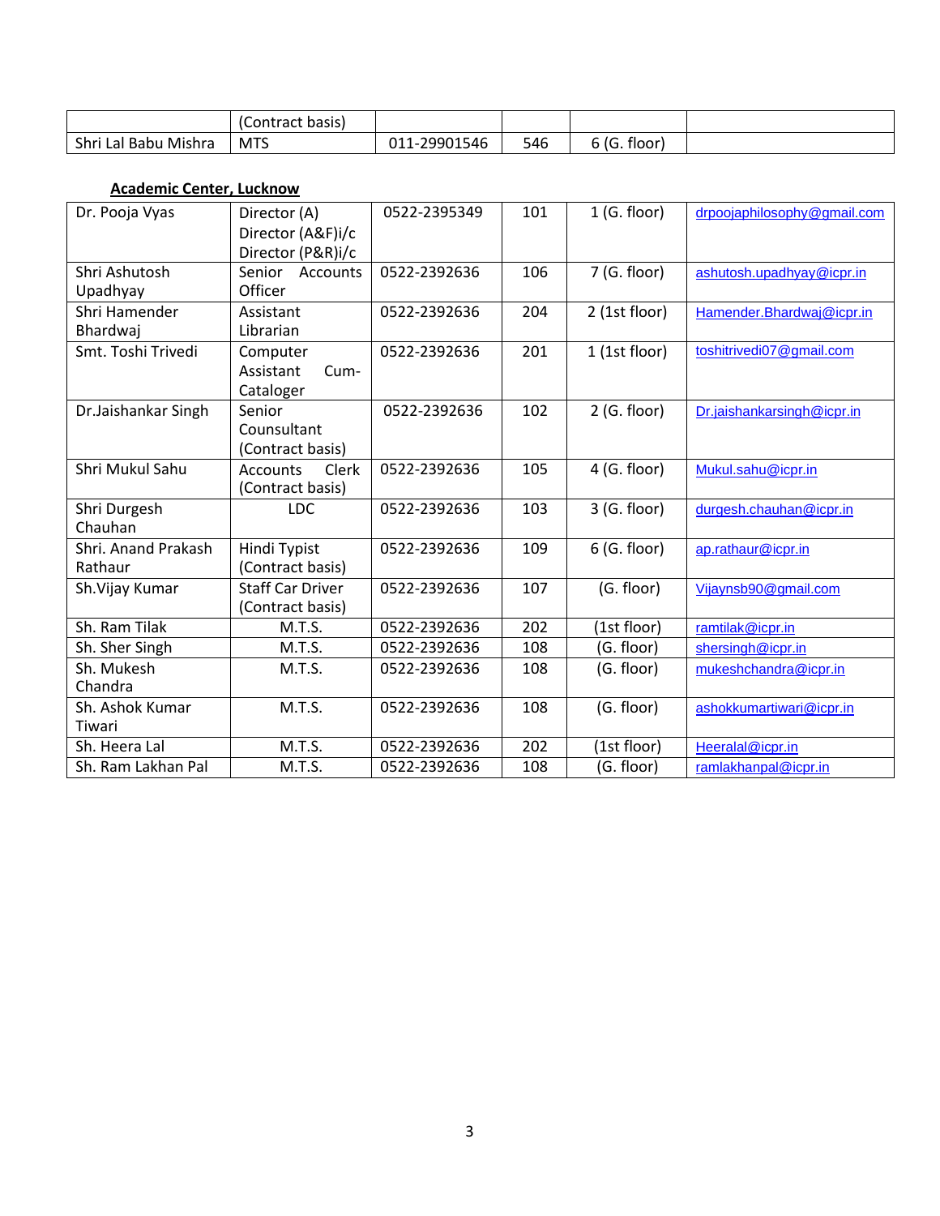| | | | | | |
|---|---|---|---|---|---|
| | (Contract basis) | | | | |
| Shri Lal Babu Mishra | MTS | 011-29901546 | 546 | 6 (G. floor) | |

**Academic Center, Lucknow**

| | | | | | |
|---|---|---|---|---|---|
| Dr. Pooja Vyas | Director (A) Director (A&F)i/c Director (P&R)i/c | 0522-2395349 | 101 | 1 (G. floor) | drpoojaphilosophy@gmail.com |
| Shri Ashutosh Upadhyay | Senior Accounts Officer | 0522-2392636 | 106 | 7 (G. floor) | ashutosh.upadhyay@icpr.in |
| Shri Hamender Bhardwaj | Assistant Librarian | 0522-2392636 | 204 | 2 (1st floor) | Hamender.Bhardwaj@icpr.in |
| Smt. Toshi Trivedi | Computer Assistant Cum-Cataloger | 0522-2392636 | 201 | 1 (1st floor) | toshitrivedi07@gmail.com |
| Dr.Jaishankar Singh | Senior Counsultant (Contract basis) | 0522-2392636 | 102 | 2 (G. floor) | Dr.jaishankarsingh@icpr.in |
| Shri Mukul Sahu | Accounts Clerk (Contract basis) | 0522-2392636 | 105 | 4 (G. floor) | Mukul.sahu@icpr.in |
| Shri Durgesh Chauhan | LDC | 0522-2392636 | 103 | 3 (G. floor) | durgesh.chauhan@icpr.in |
| Shri. Anand Prakash Rathaur | Hindi Typist (Contract basis) | 0522-2392636 | 109 | 6 (G. floor) | ap.rathaur@icpr.in |
| Sh.Vijay Kumar | Staff Car Driver (Contract basis) | 0522-2392636 | 107 | (G. floor) | Vijaynsb90@gmail.com |
| Sh. Ram Tilak | M.T.S. | 0522-2392636 | 202 | (1st floor) | ramtilak@icpr.in |
| Sh. Sher Singh | M.T.S. | 0522-2392636 | 108 | (G. floor) | shersingh@icpr.in |
| Sh. Mukesh Chandra | M.T.S. | 0522-2392636 | 108 | (G. floor) | mukeshchandra@icpr.in |
| Sh. Ashok Kumar Tiwari | M.T.S. | 0522-2392636 | 108 | (G. floor) | ashokkumartiwari@icpr.in |
| Sh. Heera Lal | M.T.S. | 0522-2392636 | 202 | (1st floor) | Heeralal@icpr.in |
| Sh. Ram Lakhan Pal | M.T.S. | 0522-2392636 | 108 | (G. floor) | ramlakhanpal@icpr.in |